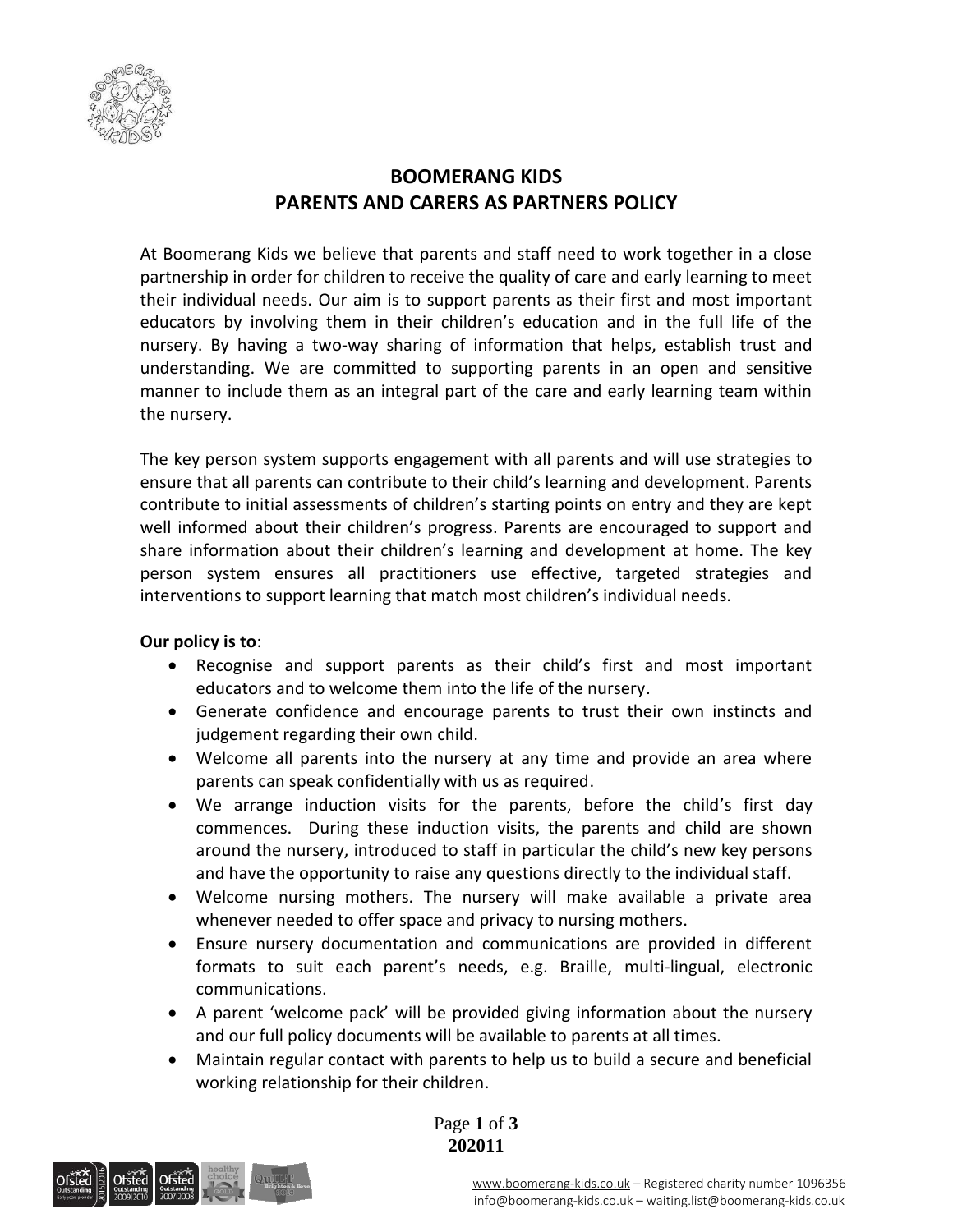# BOOMERANG KIDS
# PARENTS AND CARERS AS PARTNERS POLICY

At Boomerang Kids we believe that parents and staff need to work together in a close partnership in order for children to receive the quality of care and early learning to meet their individual needs. Our aim is to support parents as their first and most important educators by involving them in their children's education and in the full life of the nursery. By having a two-way sharing of information that helps, establish trust and understanding. We are committed to supporting parents in an open and sensitive manner to include them as an integral part of the care and early learning team within the nursery.

The key person system supports engagement with all parents and will use strategies to ensure that all parents can contribute to their child's learning and development. Parents contribute to initial assessments of children's starting points on entry and they are kept well informed about their children's progress. Parents are encouraged to support and share information about their children's learning and development at home. The key person system ensures all practitioners use effective, targeted strategies and interventions to support learning that match most children's individual needs.

**Our policy is to**:

- Recognise and support parents as their child's first and most important educators and to welcome them into the life of the nursery.
- Generate confidence and encourage parents to trust their own instincts and judgement regarding their own child.
- Welcome all parents into the nursery at any time and provide an area where parents can speak confidentially with us as required.
- We arrange induction visits for the parents, before the child's first day commences. During these induction visits, the parents and child are shown around the nursery, introduced to staff in particular the child's new key persons and have the opportunity to raise any questions directly to the individual staff.
- Welcome nursing mothers. The nursery will make available a private area whenever needed to offer space and privacy to nursing mothers.
- Ensure nursery documentation and communications are provided in different formats to suit each parent's needs, e.g. Braille, multi-lingual, electronic communications.
- A parent 'welcome pack' will be provided giving information about the nursery and our full policy documents will be available to parents at all times.
- Maintain regular contact with parents to help us to build a secure and beneficial working relationship for their children.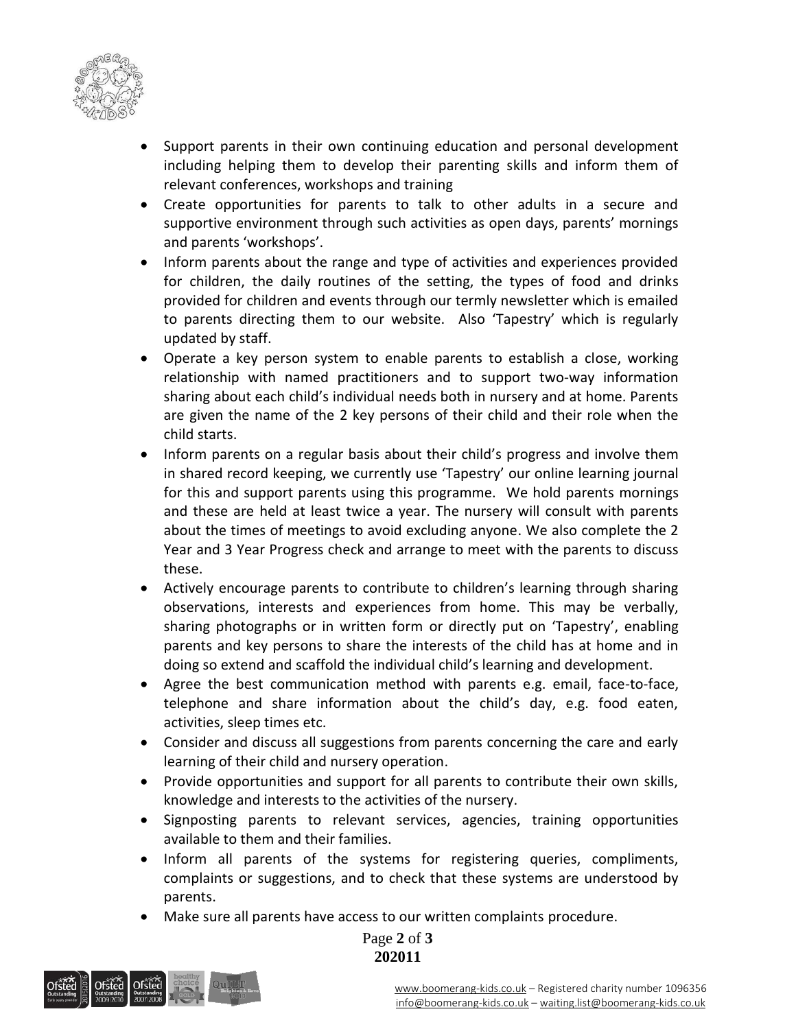- Support parents in their own continuing education and personal development including helping them to develop their parenting skills and inform them of relevant conferences, workshops and training
- Create opportunities for parents to talk to other adults in a secure and supportive environment through such activities as open days, parents' mornings and parents 'workshops'.
- Inform parents about the range and type of activities and experiences provided for children, the daily routines of the setting, the types of food and drinks provided for children and events through our termly newsletter which is emailed to parents directing them to our website. Also 'Tapestry' which is regularly updated by staff.
- Operate a key person system to enable parents to establish a close, working relationship with named practitioners and to support two-way information sharing about each child's individual needs both in nursery and at home. Parents are given the name of the 2 key persons of their child and their role when the child starts.
- Inform parents on a regular basis about their child's progress and involve them in shared record keeping, we currently use 'Tapestry' our online learning journal for this and support parents using this programme. We hold parents mornings and these are held at least twice a year. The nursery will consult with parents about the times of meetings to avoid excluding anyone. We also complete the 2 Year and 3 Year Progress check and arrange to meet with the parents to discuss these.
- Actively encourage parents to contribute to children's learning through sharing observations, interests and experiences from home. This may be verbally, sharing photographs or in written form or directly put on 'Tapestry', enabling parents and key persons to share the interests of the child has at home and in doing so extend and scaffold the individual child's learning and development.
- Agree the best communication method with parents e.g. email, face-to-face, telephone and share information about the child's day, e.g. food eaten, activities, sleep times etc.
- Consider and discuss all suggestions from parents concerning the care and early learning of their child and nursery operation.
- Provide opportunities and support for all parents to contribute their own skills, knowledge and interests to the activities of the nursery.
- Signposting parents to relevant services, agencies, training opportunities available to them and their families.
- Inform all parents of the systems for registering queries, compliments, complaints or suggestions, and to check that these systems are understood by parents.
- Make sure all parents have access to our written complaints procedure.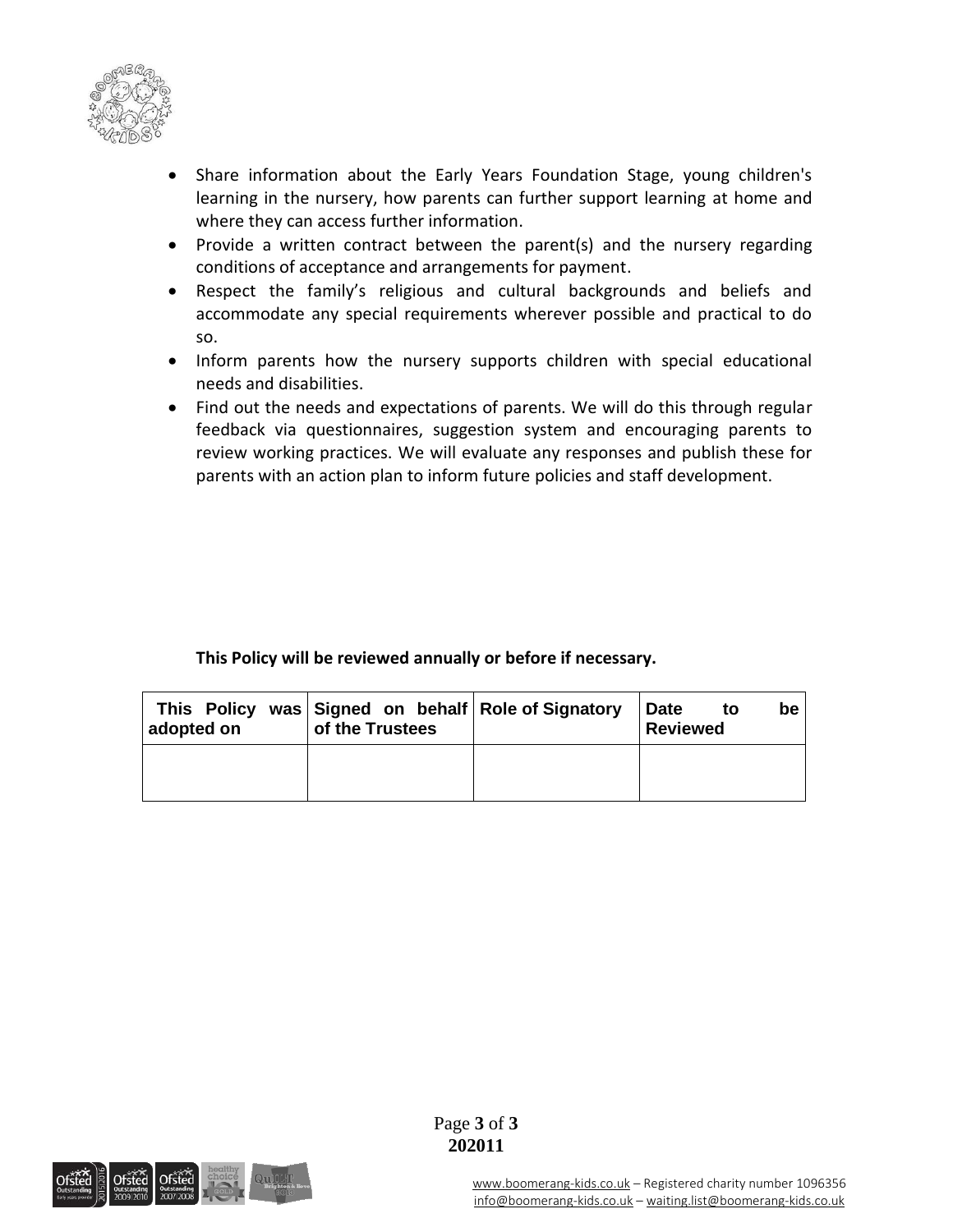- Share information about the Early Years Foundation Stage, young children's learning in the nursery, how parents can further support learning at home and where they can access further information.
- Provide a written contract between the parent(s) and the nursery regarding conditions of acceptance and arrangements for payment.
- Respect the family's religious and cultural backgrounds and beliefs and accommodate any special requirements wherever possible and practical to do so.
- Inform parents how the nursery supports children with special educational needs and disabilities.
- Find out the needs and expectations of parents. We will do this through regular feedback via questionnaires, suggestion system and encouraging parents to review working practices. We will evaluate any responses and publish these for parents with an action plan to inform future policies and staff development.

**This Policy will be reviewed annually or before if necessary.**

| This Policy was adopted on | Signed on behalf of the Trustees | Role of Signatory | Date to be Reviewed |
|---|---|---|---|
| | | | |

202011

www.boomerang-kids.co.uk – Registered charity number 1096356
info@boomerang-kids.co.uk – waiting.list@boomerang-kids.co.uk